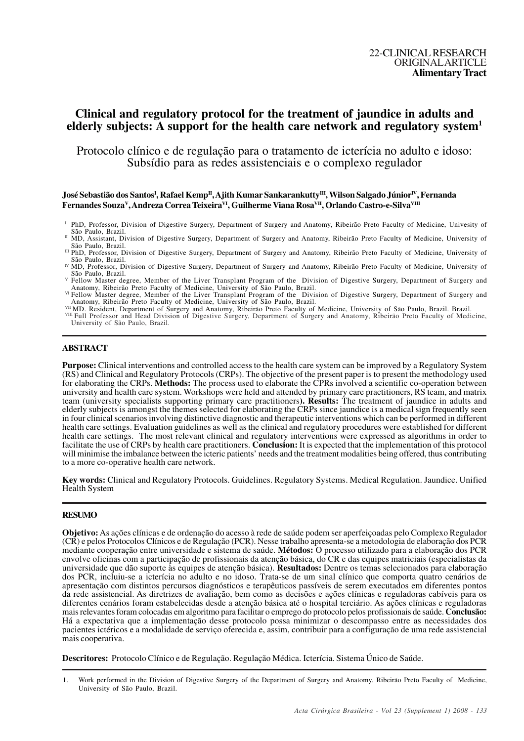22-CLINICAL RESEARCH
ORIGINAL ARTICLE
**Alimentary Tract**

# Clinical and regulatory protocol for the treatment of jaundice in adults and elderly subjects: A support for the health care network and regulatory system[1]

Protocolo clínico e de regulação para o tratamento de icterícia no adulto e idoso: Subsídio para as redes assistenciais e o complexo regulador

**José Sebastião dos Santos[I], Rafael Kemp[II], Ajith Kumar Sankarankutty[III], Wilson Salgado Júnior[IV], Fernanda Fernandes Souza[V], Andreza Correa Teixeira[VI], Guilherme Viana Rosa[VII], Orlando Castro-e-Silva[VIII]**

[I] PhD, Professor, Division of Digestive Surgery, Department of Surgery and Anatomy, Ribeirão Preto Faculty of Medicine, Univesity of São Paulo, Brazil.
[II] MD, Assistant, Division of Digestive Surgery, Department of Surgery and Anatomy, Ribeirão Preto Faculty of Medicine, University of São Paulo, Brazil.
[III] PhD, Professor, Division of Digestive Surgery, Department of Surgery and Anatomy, Ribeirão Preto Faculty of Medicine, University of São Paulo, Brazil.
[IV] MD, Professor, Division of Digestive Surgery, Department of Surgery and Anatomy, Ribeirão Preto Faculty of Medicine, University of São Paulo, Brazil.
[V] Fellow Master degree, Member of the Liver Transplant Program of the Division of Digestive Surgery, Department of Surgery and Anatomy, Ribeirão Preto Faculty of Medicine, University of São Paulo, Brazil.
[VI] Fellow Master degree, Member of the Liver Transplant Program of the Division of Digestive Surgery, Department of Surgery and Anatomy, Ribeirão Preto Faculty of Medicine, University of São Paulo, Brazil.
[VII] MD. Resident, Department of Surgery and Anatomy, Ribeirão Preto Faculty of Medicine, University of São Paulo, Brazil. Brazil.
[VIII] Full Professor and Head Division of Digestive Surgery, Department of Surgery and Anatomy, Ribeirão Preto Faculty of Medicine, University of São Paulo, Brazil.

## ABSTRACT

**Purpose:** Clinical interventions and controlled access to the health care system can be improved by a Regulatory System (RS) and Clinical and Regulatory Protocols (CRPs). The objective of the present paper is to present the methodology used for elaborating the CRPs. **Methods:** The process used to elaborate the CPRs involved a scientific co-operation between university and health care system. Workshops were held and attended by primary care practitioners, RS team, and matrix team (university specialists supporting primary care practitioners**). Results:** The treatment of jaundice in adults and elderly subjects is amongst the themes selected for elaborating the CRPs since jaundice is a medical sign frequently seen in four clinical scenarios involving distinctive diagnostic and therapeutic interventions which can be performed in different health care settings. Evaluation guidelines as well as the clinical and regulatory procedures were established for different health care settings. The most relevant clinical and regulatory interventions were expressed as algorithms in order to facilitate the use of CRPs by health care practitioners. **Conclusion:** It is expected that the implementation of this protocol will minimise the imbalance between the icteric patients' needs and the treatment modalities being offered, thus contributing to a more co-operative health care network.

**Key words:** Clinical and Regulatory Protocols. Guidelines. Regulatory Systems. Medical Regulation. Jaundice. Unified Health System

## RESUMO

**Objetivo:** As ações clínicas e de ordenação do acesso à rede de saúde podem ser aperfeiçoadas pelo Complexo Regulador (CR) e pelos Protocolos Clínicos e de Regulação (PCR). Nesse trabalho apresenta-se a metodologia de elaboração dos PCR mediante cooperação entre universidade e sistema de saúde. **Métodos:** O processo utilizado para a elaboração dos PCR envolve oficinas com a participação de profissionais da atenção básica, do CR e das equipes matriciais (especialistas da universidade que dão suporte às equipes de atenção básica). **Resultados:** Dentre os temas selecionados para elaboração dos PCR, incluiu-se a icterícia no adulto e no idoso. Trata-se de um sinal clínico que comporta quatro cenários de apresentação com distintos percursos diagnósticos e terapêuticos passíveis de serem executados em diferentes pontos da rede assistencial. As diretrizes de avaliação, bem como as decisões e ações clínicas e reguladoras cabíveis para os diferentes cenários foram estabelecidas desde a atenção básica até o hospital terciário. As ações clínicas e reguladoras mais relevantes foram colocadas em algoritmo para facilitar o emprego do protocolo pelos profissionais de saúde. **Conclusão:** Há a expectativa que a implementação desse protocolo possa minimizar o descompasso entre as necessidades dos pacientes ictéricos e a modalidade de serviço oferecida e, assim, contribuir para a configuração de uma rede assistencial mais cooperativa.

**Descritores:** Protocolo Clínico e de Regulação. Regulação Médica. Icterícia. Sistema Único de Saúde.

1. Work performed in the Division of Digestive Surgery of the Department of Surgery and Anatomy, Ribeirão Preto Faculty of Medicine, University of São Paulo, Brazil.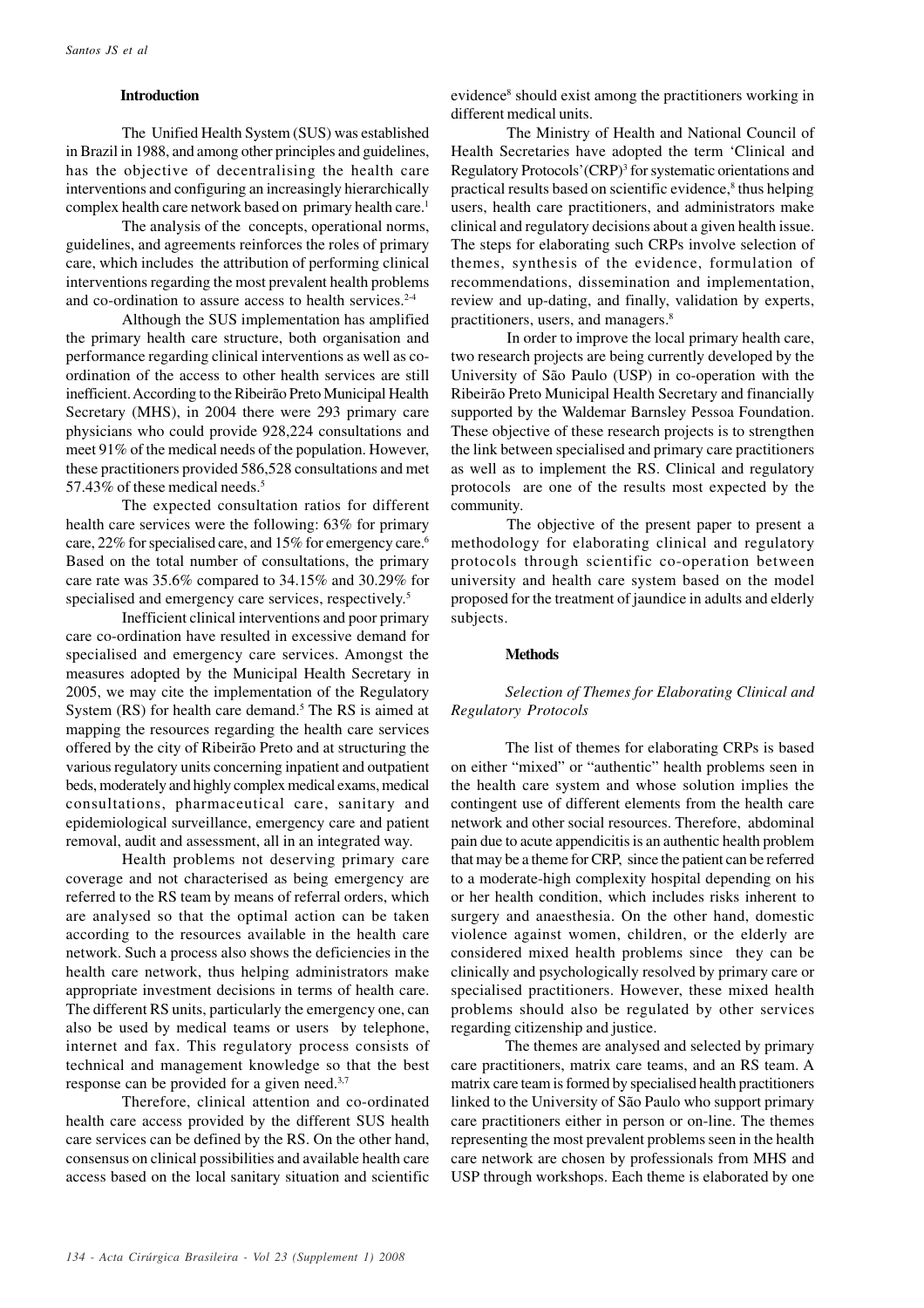## Introduction

The Unified Health System (SUS) was established in Brazil in 1988, and among other principles and guidelines, has the objective of decentralising the health care interventions and configuring an increasingly hierarchically complex health care network based on primary health care.[1]

The analysis of the concepts, operational norms, guidelines, and agreements reinforces the roles of primary care, which includes the attribution of performing clinical interventions regarding the most prevalent health problems and co-ordination to assure access to health services.[2-4]

Although the SUS implementation has amplified the primary health care structure, both organisation and performance regarding clinical interventions as well as co-ordination of the access to other health services are still inefficient. According to the Ribeirão Preto Municipal Health Secretary (MHS), in 2004 there were 293 primary care physicians who could provide 928,224 consultations and meet 91% of the medical needs of the population. However, these practitioners provided 586,528 consultations and met 57.43% of these medical needs.[5]

The expected consultation ratios for different health care services were the following: 63% for primary care, 22% for specialised care, and 15% for emergency care.[6] Based on the total number of consultations, the primary care rate was 35.6% compared to 34.15% and 30.29% for specialised and emergency care services, respectively.[5]

Inefficient clinical interventions and poor primary care co-ordination have resulted in excessive demand for specialised and emergency care services. Amongst the measures adopted by the Municipal Health Secretary in 2005, we may cite the implementation of the Regulatory System (RS) for health care demand.[5] The RS is aimed at mapping the resources regarding the health care services offered by the city of Ribeirão Preto and at structuring the various regulatory units concerning inpatient and outpatient beds, moderately and highly complex medical exams, medical consultations, pharmaceutical care, sanitary and epidemiological surveillance, emergency care and patient removal, audit and assessment, all in an integrated way.

Health problems not deserving primary care coverage and not characterised as being emergency are referred to the RS team by means of referral orders, which are analysed so that the optimal action can be taken according to the resources available in the health care network. Such a process also shows the deficiencies in the health care network, thus helping administrators make appropriate investment decisions in terms of health care. The different RS units, particularly the emergency one, can also be used by medical teams or users by telephone, internet and fax. This regulatory process consists of technical and management knowledge so that the best response can be provided for a given need.[3,7]

Therefore, clinical attention and co-ordinated health care access provided by the different SUS health care services can be defined by the RS. On the other hand, consensus on clinical possibilities and available health care access based on the local sanitary situation and scientific evidence[8] should exist among the practitioners working in different medical units.

The Ministry of Health and National Council of Health Secretaries have adopted the term 'Clinical and Regulatory Protocols'(CRP)[3] for systematic orientations and practical results based on scientific evidence,[8] thus helping users, health care practitioners, and administrators make clinical and regulatory decisions about a given health issue. The steps for elaborating such CRPs involve selection of themes, synthesis of the evidence, formulation of recommendations, dissemination and implementation, review and up-dating, and finally, validation by experts, practitioners, users, and managers.[8]

In order to improve the local primary health care, two research projects are being currently developed by the University of São Paulo (USP) in co-operation with the Ribeirão Preto Municipal Health Secretary and financially supported by the Waldemar Barnsley Pessoa Foundation. These objective of these research projects is to strengthen the link between specialised and primary care practitioners as well as to implement the RS. Clinical and regulatory protocols are one of the results most expected by the community.

The objective of the present paper to present a methodology for elaborating clinical and regulatory protocols through scientific co-operation between university and health care system based on the model proposed for the treatment of jaundice in adults and elderly subjects.

## Methods

### *Selection of Themes for Elaborating Clinical and Regulatory Protocols*

The list of themes for elaborating CRPs is based on either "mixed" or "authentic" health problems seen in the health care system and whose solution implies the contingent use of different elements from the health care network and other social resources. Therefore, abdominal pain due to acute appendicitis is an authentic health problem that may be a theme for CRP, since the patient can be referred to a moderate-high complexity hospital depending on his or her health condition, which includes risks inherent to surgery and anaesthesia. On the other hand, domestic violence against women, children, or the elderly are considered mixed health problems since they can be clinically and psychologically resolved by primary care or specialised practitioners. However, these mixed health problems should also be regulated by other services regarding citizenship and justice.

The themes are analysed and selected by primary care practitioners, matrix care teams, and an RS team. A matrix care team is formed by specialised health practitioners linked to the University of São Paulo who support primary care practitioners either in person or on-line. The themes representing the most prevalent problems seen in the health care network are chosen by professionals from MHS and USP through workshops. Each theme is elaborated by one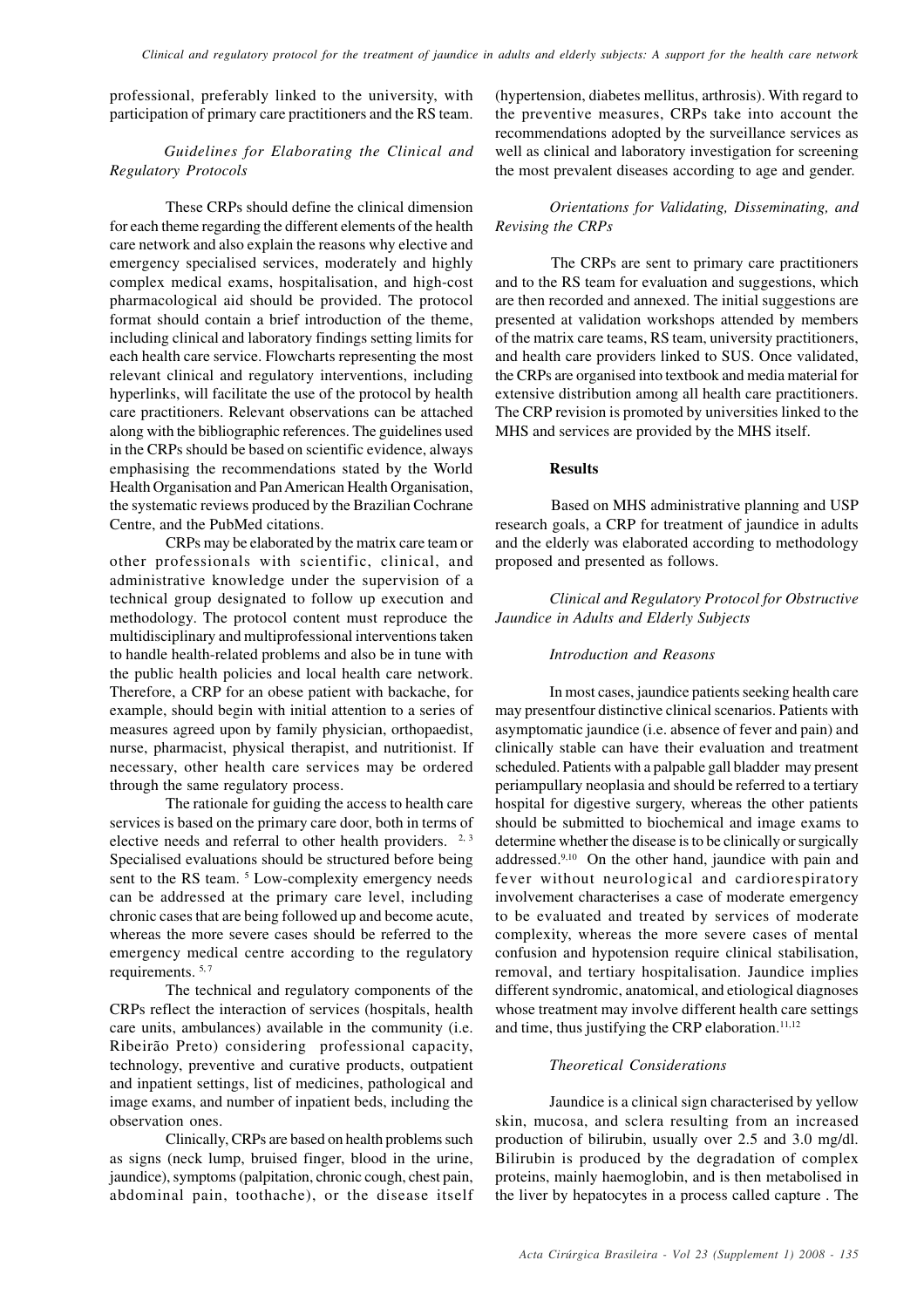professional, preferably linked to the university, with participation of primary care practitioners and the RS team.

*Guidelines for Elaborating the Clinical and Regulatory Protocols*

These CRPs should define the clinical dimension for each theme regarding the different elements of the health care network and also explain the reasons why elective and emergency specialised services, moderately and highly complex medical exams, hospitalisation, and high-cost pharmacological aid should be provided. The protocol format should contain a brief introduction of the theme, including clinical and laboratory findings setting limits for each health care service. Flowcharts representing the most relevant clinical and regulatory interventions, including hyperlinks, will facilitate the use of the protocol by health care practitioners. Relevant observations can be attached along with the bibliographic references. The guidelines used in the CRPs should be based on scientific evidence, always emphasising the recommendations stated by the World Health Organisation and Pan American Health Organisation, the systematic reviews produced by the Brazilian Cochrane Centre, and the PubMed citations.

CRPs may be elaborated by the matrix care team or other professionals with scientific, clinical, and administrative knowledge under the supervision of a technical group designated to follow up execution and methodology. The protocol content must reproduce the multidisciplinary and multiprofessional interventions taken to handle health-related problems and also be in tune with the public health policies and local health care network. Therefore, a CRP for an obese patient with backache, for example, should begin with initial attention to a series of measures agreed upon by family physician, orthopaedist, nurse, pharmacist, physical therapist, and nutritionist. If necessary, other health care services may be ordered through the same regulatory process.

The rationale for guiding the access to health care services is based on the primary care door, both in terms of elective needs and referral to other health providers. [2, 3] Specialised evaluations should be structured before being sent to the RS team. [5] Low-complexity emergency needs can be addressed at the primary care level, including chronic cases that are being followed up and become acute, whereas the more severe cases should be referred to the emergency medical centre according to the regulatory requirements. [5, 7]

The technical and regulatory components of the CRPs reflect the interaction of services (hospitals, health care units, ambulances) available in the community (i.e. Ribeirão Preto) considering professional capacity, technology, preventive and curative products, outpatient and inpatient settings, list of medicines, pathological and image exams, and number of inpatient beds, including the observation ones.

Clinically, CRPs are based on health problems such as signs (neck lump, bruised finger, blood in the urine, jaundice), symptoms (palpitation, chronic cough, chest pain, abdominal pain, toothache), or the disease itself (hypertension, diabetes mellitus, arthrosis). With regard to the preventive measures, CRPs take into account the recommendations adopted by the surveillance services as well as clinical and laboratory investigation for screening the most prevalent diseases according to age and gender.

*Orientations for Validating, Disseminating, and Revising the CRPs*

The CRPs are sent to primary care practitioners and to the RS team for evaluation and suggestions, which are then recorded and annexed. The initial suggestions are presented at validation workshops attended by members of the matrix care teams, RS team, university practitioners, and health care providers linked to SUS. Once validated, the CRPs are organised into textbook and media material for extensive distribution among all health care practitioners. The CRP revision is promoted by universities linked to the MHS and services are provided by the MHS itself.

**Results**

Based on MHS administrative planning and USP research goals, a CRP for treatment of jaundice in adults and the elderly was elaborated according to methodology proposed and presented as follows.

*Clinical and Regulatory Protocol for Obstructive Jaundice in Adults and Elderly Subjects*

*Introduction and Reasons*

In most cases, jaundice patients seeking health care may presentfour distinctive clinical scenarios. Patients with asymptomatic jaundice (i.e. absence of fever and pain) and clinically stable can have their evaluation and treatment scheduled. Patients with a palpable gall bladder may present periampullary neoplasia and should be referred to a tertiary hospital for digestive surgery, whereas the other patients should be submitted to biochemical and image exams to determine whether the disease is to be clinically or surgically addressed.[9,10] On the other hand, jaundice with pain and fever without neurological and cardiorespiratory involvement characterises a case of moderate emergency to be evaluated and treated by services of moderate complexity, whereas the more severe cases of mental confusion and hypotension require clinical stabilisation, removal, and tertiary hospitalisation. Jaundice implies different syndromic, anatomical, and etiological diagnoses whose treatment may involve different health care settings and time, thus justifying the CRP elaboration.[11,12]

*Theoretical Considerations*

Jaundice is a clinical sign characterised by yellow skin, mucosa, and sclera resulting from an increased production of bilirubin, usually over 2.5 and 3.0 mg/dl. Bilirubin is produced by the degradation of complex proteins, mainly haemoglobin, and is then metabolised in the liver by hepatocytes in a process called capture . The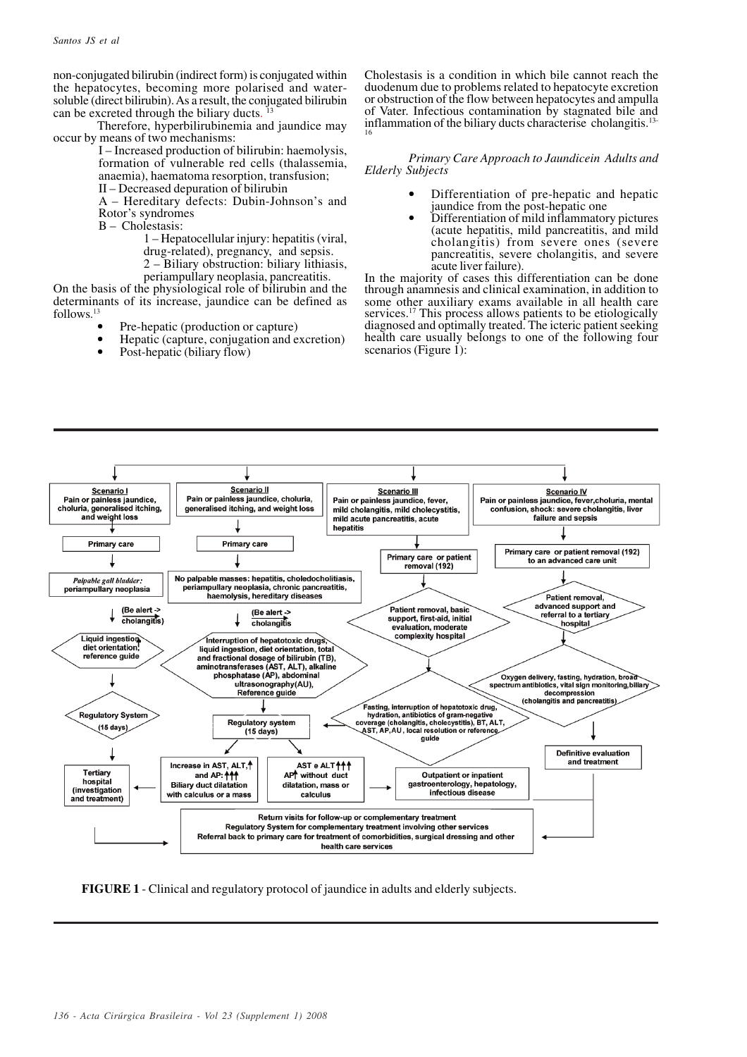non-conjugated bilirubin (indirect form) is conjugated within the hepatocytes, becoming more polarised and water-soluble (direct bilirubin). As a result, the conjugated bilirubin can be excreted through the biliary ducts.[13]

Therefore, hyperbilirubinemia and jaundice may occur by means of two mechanisms:

I – Increased production of bilirubin: haemolysis, formation of vulnerable red cells (thalassemia, anaemia), haematoma resorption, transfusion;

II – Decreased depuration of bilirubin

A – Hereditary defects: Dubin-Johnson's and Rotor's syndromes

B – Cholestasis:

1 – Hepatocellular injury: hepatitis (viral, drug-related), pregnancy, and sepsis.

2 – Biliary obstruction: biliary lithiasis, periampullary neoplasia, pancreatitis.

On the basis of the physiological role of bilirubin and the determinants of its increase, jaundice can be defined as follows.[13]

- Pre-hepatic (production or capture)
- Hepatic (capture, conjugation and excretion)
- Post-hepatic (biliary flow)

Cholestasis is a condition in which bile cannot reach the duodenum due to problems related to hepatocyte excretion or obstruction of the flow between hepatocytes and ampulla of Vater. Infectious contamination by stagnated bile and inflammation of the biliary ducts characterise cholangitis.[13-16]

*Primary Care Approach to Jaundicein Adults and Elderly Subjects*

- Differentiation of pre-hepatic and hepatic jaundice from the post-hepatic one
- Differentiation of mild inflammatory pictures (acute hepatitis, mild pancreatitis, and mild cholangitis) from severe ones (severe pancreatitis, severe cholangitis, and severe acute liver failure).

In the majority of cases this differentiation can be done through anamnesis and clinical examination, in addition to some other auxiliary exams available in all health care services.[17] This process allows patients to be etiologically diagnosed and optimally treated. The icteric patient seeking health care usually belongs to one of the following four scenarios (Figure 1):

**FIGURE 1** - Clinical and regulatory protocol of jaundice in adults and elderly subjects.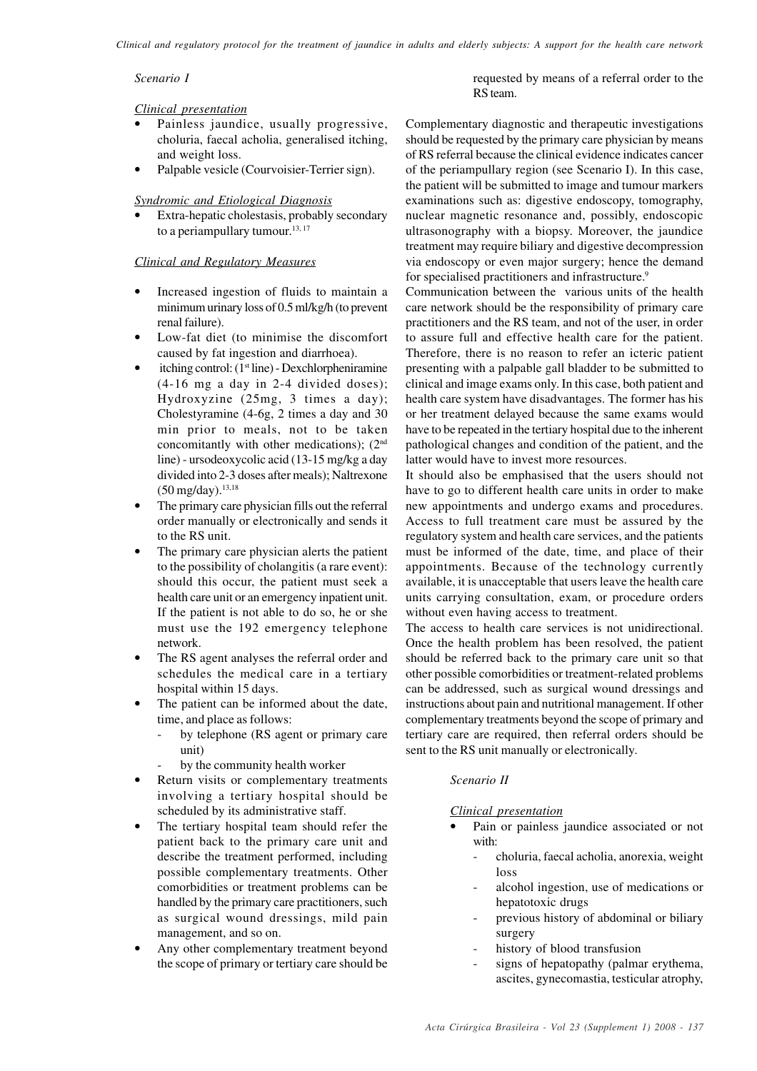*Scenario I*

*Clinical presentation*

- Painless jaundice, usually progressive, choluria, faecal acholia, generalised itching, and weight loss.
- Palpable vesicle (Courvoisier-Terrier sign).

*Syndromic and Etiological Diagnosis*

- Extra-hepatic cholestasis, probably secondary to a periampullary tumour.[13, 17]

*Clinical and Regulatory Measures*

- Increased ingestion of fluids to maintain a minimum urinary loss of 0.5 ml/kg/h (to prevent renal failure).
- Low-fat diet (to minimise the discomfort caused by fat ingestion and diarrhoea).
- itching control: (1st line) - Dexchlorpheniramine (4-16 mg a day in 2-4 divided doses); Hydroxyzine (25mg, 3 times a day); Cholestyramine (4-6g, 2 times a day and 30 min prior to meals, not to be taken concomitantly with other medications); (2nd line) - ursodeoxycolic acid (13-15 mg/kg a day divided into 2-3 doses after meals); Naltrexone (50 mg/day).[13,18]
- The primary care physician fills out the referral order manually or electronically and sends it to the RS unit.
- The primary care physician alerts the patient to the possibility of cholangitis (a rare event): should this occur, the patient must seek a health care unit or an emergency inpatient unit. If the patient is not able to do so, he or she must use the 192 emergency telephone network.
- The RS agent analyses the referral order and schedules the medical care in a tertiary hospital within 15 days.
- The patient can be informed about the date, time, and place as follows:
  - by telephone (RS agent or primary care unit)
  - by the community health worker
- Return visits or complementary treatments involving a tertiary hospital should be scheduled by its administrative staff.
- The tertiary hospital team should refer the patient back to the primary care unit and describe the treatment performed, including possible complementary treatments. Other comorbidities or treatment problems can be handled by the primary care practitioners, such as surgical wound dressings, mild pain management, and so on.
- Any other complementary treatment beyond the scope of primary or tertiary care should be requested by means of a referral order to the RS team.

Complementary diagnostic and therapeutic investigations should be requested by the primary care physician by means of RS referral because the clinical evidence indicates cancer of the periampullary region (see Scenario I). In this case, the patient will be submitted to image and tumour markers examinations such as: digestive endoscopy, tomography, nuclear magnetic resonance and, possibly, endoscopic ultrasonography with a biopsy. Moreover, the jaundice treatment may require biliary and digestive decompression via endoscopy or even major surgery; hence the demand for specialised practitioners and infrastructure.[9]

Communication between the various units of the health care network should be the responsibility of primary care practitioners and the RS team, and not of the user, in order to assure full and effective health care for the patient. Therefore, there is no reason to refer an icteric patient presenting with a palpable gall bladder to be submitted to clinical and image exams only. In this case, both patient and health care system have disadvantages. The former has his or her treatment delayed because the same exams would have to be repeated in the tertiary hospital due to the inherent pathological changes and condition of the patient, and the latter would have to invest more resources.

It should also be emphasised that the users should not have to go to different health care units in order to make new appointments and undergo exams and procedures. Access to full treatment care must be assured by the regulatory system and health care services, and the patients must be informed of the date, time, and place of their appointments. Because of the technology currently available, it is unacceptable that users leave the health care units carrying consultation, exam, or procedure orders without even having access to treatment.

The access to health care services is not unidirectional. Once the health problem has been resolved, the patient should be referred back to the primary care unit so that other possible comorbidities or treatment-related problems can be addressed, such as surgical wound dressings and instructions about pain and nutritional management. If other complementary treatments beyond the scope of primary and tertiary care are required, then referral orders should be sent to the RS unit manually or electronically.

*Scenario II*

*Clinical presentation*

- Pain or painless jaundice associated or not with:
  - choluria, faecal acholia, anorexia, weight loss
  - alcohol ingestion, use of medications or hepatotoxic drugs
  - previous history of abdominal or biliary surgery
  - history of blood transfusion
  - signs of hepatopathy (palmar erythema, ascites, gynecomastia, testicular atrophy,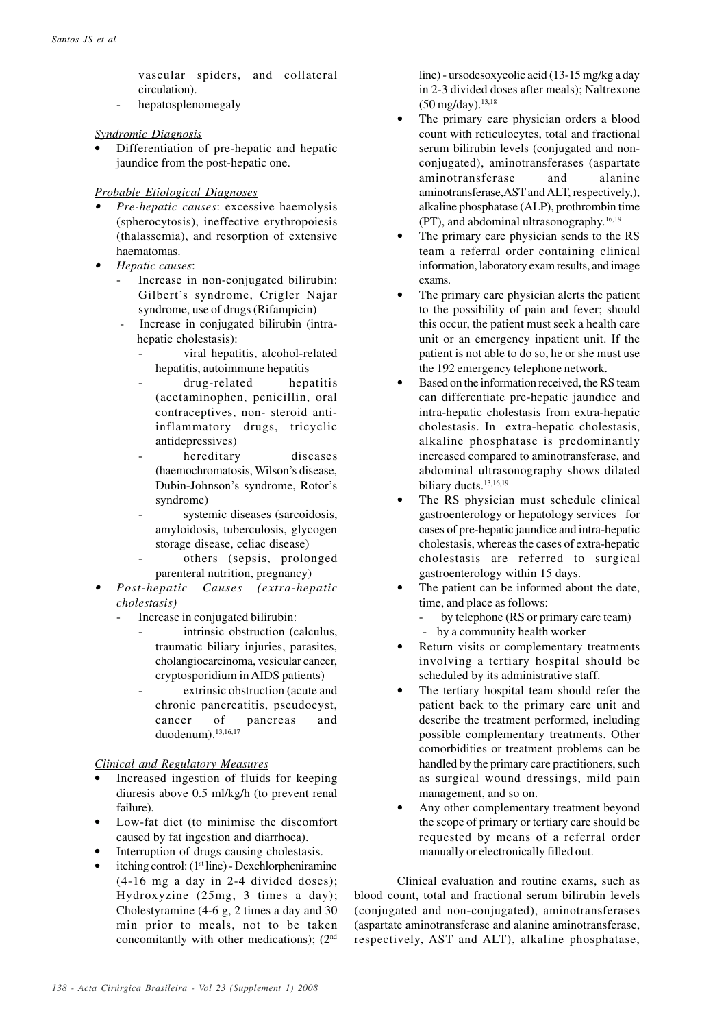vascular spiders, and collateral circulation).
- hepatosplenomegaly

*Syndromic Diagnosis*

- Differentiation of pre-hepatic and hepatic jaundice from the post-hepatic one.

*Probable Etiological Diagnoses*

- *Pre-hepatic causes*: excessive haemolysis (spherocytosis), ineffective erythropoiesis (thalassemia), and resorption of extensive haematomas.
- *Hepatic causes*:
  - Increase in non-conjugated bilirubin: Gilbert's syndrome, Crigler Najar syndrome, use of drugs (Rifampicin)
  - Increase in conjugated bilirubin (intra-hepatic cholestasis):
    - viral hepatitis, alcohol-related hepatitis, autoimmune hepatitis
    - drug-related hepatitis (acetaminophen, penicillin, oral contraceptives, non- steroid anti-inflammatory drugs, tricyclic antidepressives)
    - hereditary diseases (haemochromatosis, Wilson's disease, Dubin-Johnson's syndrome, Rotor's syndrome)
    - systemic diseases (sarcoidosis, amyloidosis, tuberculosis, glycogen storage disease, celiac disease)
    - others (sepsis, prolonged parenteral nutrition, pregnancy)
- *Post-hepatic Causes (extra-hepatic cholestasis)*
  - Increase in conjugated bilirubin:
    - intrinsic obstruction (calculus, traumatic biliary injuries, parasites, cholangiocarcinoma, vesicular cancer, cryptosporidium in AIDS patients)
    - extrinsic obstruction (acute and chronic pancreatitis, pseudocyst, cancer of pancreas and duodenum).[13,16,17]

*Clinical and Regulatory Measures*

- Increased ingestion of fluids for keeping diuresis above 0.5 ml/kg/h (to prevent renal failure).
- Low-fat diet (to minimise the discomfort caused by fat ingestion and diarrhoea).
- Interruption of drugs causing cholestasis.
- itching control: (1st line) - Dexchlorpheniramine (4-16 mg a day in 2-4 divided doses); Hydroxyzine (25mg, 3 times a day); Cholestyramine (4-6 g, 2 times a day and 30 min prior to meals, not to be taken concomitantly with other medications); (2nd line) - ursodesoxycolic acid (13-15 mg/kg a day in 2-3 divided doses after meals); Naltrexone (50 mg/day).[13,18]
- The primary care physician orders a blood count with reticulocytes, total and fractional serum bilirubin levels (conjugated and non-conjugated), aminotransferases (aspartate aminotransferase and alanine aminotransferase, AST and ALT, respectively,), alkaline phosphatase (ALP), prothrombin time (PT), and abdominal ultrasonography.[16,19]
- The primary care physician sends to the RS team a referral order containing clinical information, laboratory exam results, and image exams.
- The primary care physician alerts the patient to the possibility of pain and fever; should this occur, the patient must seek a health care unit or an emergency inpatient unit. If the patient is not able to do so, he or she must use the 192 emergency telephone network.
- Based on the information received, the RS team can differentiate pre-hepatic jaundice and intra-hepatic cholestasis from extra-hepatic cholestasis. In extra-hepatic cholestasis, alkaline phosphatase is predominantly increased compared to aminotransferase, and abdominal ultrasonography shows dilated biliary ducts.[13,16,19]
- The RS physician must schedule clinical gastroenterology or hepatology services for cases of pre-hepatic jaundice and intra-hepatic cholestasis, whereas the cases of extra-hepatic cholestasis are referred to surgical gastroenterology within 15 days.
- The patient can be informed about the date, time, and place as follows:
  - by telephone (RS or primary care team)
  - by a community health worker
- Return visits or complementary treatments involving a tertiary hospital should be scheduled by its administrative staff.
- The tertiary hospital team should refer the patient back to the primary care unit and describe the treatment performed, including possible complementary treatments. Other comorbidities or treatment problems can be handled by the primary care practitioners, such as surgical wound dressings, mild pain management, and so on.
- Any other complementary treatment beyond the scope of primary or tertiary care should be requested by means of a referral order manually or electronically filled out.

Clinical evaluation and routine exams, such as blood count, total and fractional serum bilirubin levels (conjugated and non-conjugated), aminotransferases (aspartate aminotransferase and alanine aminotransferase, respectively, AST and ALT), alkaline phosphatase,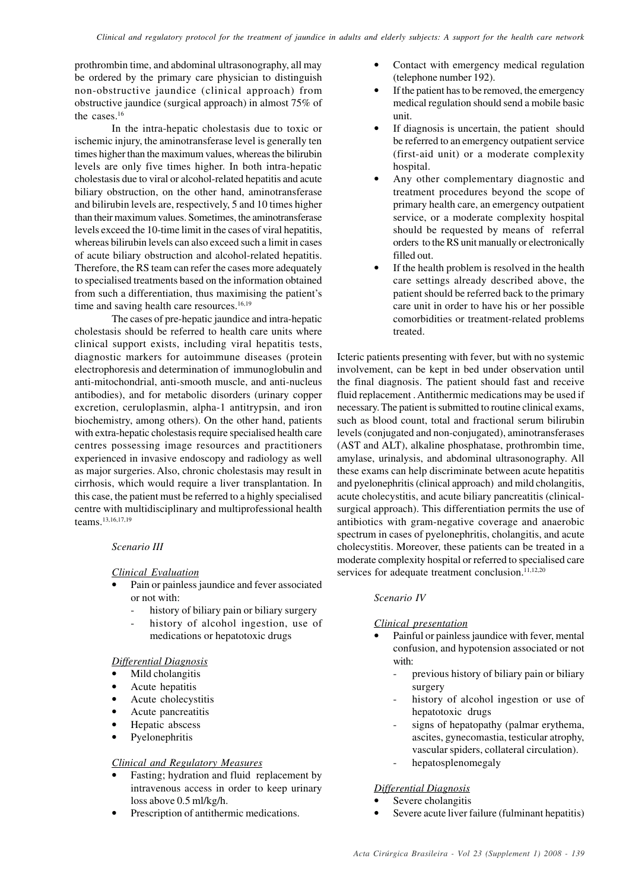prothrombin time, and abdominal ultrasonography, all may be ordered by the primary care physician to distinguish non-obstructive jaundice (clinical approach) from obstructive jaundice (surgical approach) in almost 75% of the cases.[16]

In the intra-hepatic cholestasis due to toxic or ischemic injury, the aminotransferase level is generally ten times higher than the maximum values, whereas the bilirubin levels are only five times higher. In both intra-hepatic cholestasis due to viral or alcohol-related hepatitis and acute biliary obstruction, on the other hand, aminotransferase and bilirubin levels are, respectively, 5 and 10 times higher than their maximum values. Sometimes, the aminotransferase levels exceed the 10-time limit in the cases of viral hepatitis, whereas bilirubin levels can also exceed such a limit in cases of acute biliary obstruction and alcohol-related hepatitis. Therefore, the RS team can refer the cases more adequately to specialised treatments based on the information obtained from such a differentiation, thus maximising the patient's time and saving health care resources.[16,19]

The cases of pre-hepatic jaundice and intra-hepatic cholestasis should be referred to health care units where clinical support exists, including viral hepatitis tests, diagnostic markers for autoimmune diseases (protein electrophoresis and determination of immunoglobulin and anti-mitochondrial, anti-smooth muscle, and anti-nucleus antibodies), and for metabolic disorders (urinary copper excretion, ceruloplasmin, alpha-1 antitrypsin, and iron biochemistry, among others). On the other hand, patients with extra-hepatic cholestasis require specialised health care centres possessing image resources and practitioners experienced in invasive endoscopy and radiology as well as major surgeries. Also, chronic cholestasis may result in cirrhosis, which would require a liver transplantation. In this case, the patient must be referred to a highly specialised centre with multidisciplinary and multiprofessional health teams.[13,16,17,19]

*Scenario III*

<u>*Clinical Evaluation*</u>

- Pain or painless jaundice and fever associated or not with:
  - history of biliary pain or biliary surgery
  - history of alcohol ingestion, use of medications or hepatotoxic drugs

<u>*Differential Diagnosis*</u>

- Mild cholangitis
- Acute hepatitis
- Acute cholecystitis
- Acute pancreatitis
- Hepatic abscess
- Pyelonephritis

<u>*Clinical and Regulatory Measures*</u>

- Fasting; hydration and fluid replacement by intravenous access in order to keep urinary loss above 0.5 ml/kg/h.
- Prescription of antithermic medications.
- Contact with emergency medical regulation (telephone number 192).
- If the patient has to be removed, the emergency medical regulation should send a mobile basic unit.
- If diagnosis is uncertain, the patient should be referred to an emergency outpatient service (first-aid unit) or a moderate complexity hospital.
- Any other complementary diagnostic and treatment procedures beyond the scope of primary health care, an emergency outpatient service, or a moderate complexity hospital should be requested by means of referral orders to the RS unit manually or electronically filled out.
- If the health problem is resolved in the health care settings already described above, the patient should be referred back to the primary care unit in order to have his or her possible comorbidities or treatment-related problems treated.

Icteric patients presenting with fever, but with no systemic involvement, can be kept in bed under observation until the final diagnosis. The patient should fast and receive fluid replacement . Antithermic medications may be used if necessary. The patient is submitted to routine clinical exams, such as blood count, total and fractional serum bilirubin levels (conjugated and non-conjugated), aminotransferases (AST and ALT), alkaline phosphatase, prothrombin time, amylase, urinalysis, and abdominal ultrasonography. All these exams can help discriminate between acute hepatitis and pyelonephritis (clinical approach) and mild cholangitis, acute cholecystitis, and acute biliary pancreatitis (clinical-surgical approach). This differentiation permits the use of antibiotics with gram-negative coverage and anaerobic spectrum in cases of pyelonephritis, cholangitis, and acute cholecystitis. Moreover, these patients can be treated in a moderate complexity hospital or referred to specialised care services for adequate treatment conclusion.[11,12,20]

*Scenario IV*

<u>*Clinical presentation*</u>

- Painful or painless jaundice with fever, mental confusion, and hypotension associated or not with:
  - previous history of biliary pain or biliary surgery
  - history of alcohol ingestion or use of hepatotoxic drugs
  - signs of hepatopathy (palmar erythema, ascites, gynecomastia, testicular atrophy, vascular spiders, collateral circulation).
  - hepatosplenomegaly

<u>*Differential Diagnosis*</u>

- Severe cholangitis
- Severe acute liver failure (fulminant hepatitis)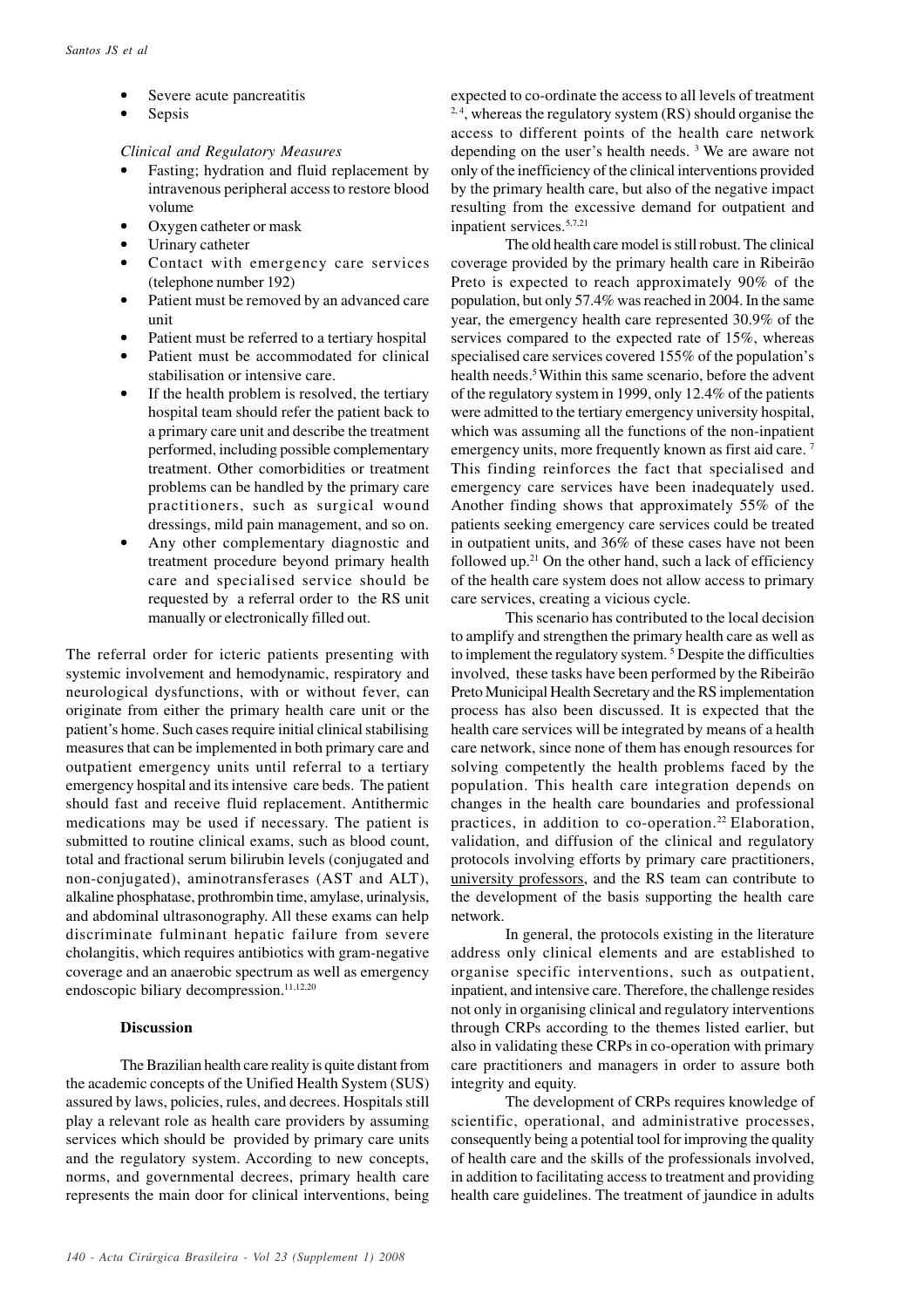- Severe acute pancreatitis
- Sepsis

*Clinical and Regulatory Measures*

- Fasting; hydration and fluid replacement by intravenous peripheral access to restore blood volume
- Oxygen catheter or mask
- Urinary catheter
- Contact with emergency care services (telephone number 192)
- Patient must be removed by an advanced care unit
- Patient must be referred to a tertiary hospital
- Patient must be accommodated for clinical stabilisation or intensive care.
- If the health problem is resolved, the tertiary hospital team should refer the patient back to a primary care unit and describe the treatment performed, including possible complementary treatment. Other comorbidities or treatment problems can be handled by the primary care practitioners, such as surgical wound dressings, mild pain management, and so on.
- Any other complementary diagnostic and treatment procedure beyond primary health care and specialised service should be requested by a referral order to the RS unit manually or electronically filled out.

The referral order for icteric patients presenting with systemic involvement and hemodynamic, respiratory and neurological dysfunctions, with or without fever, can originate from either the primary health care unit or the patient's home. Such cases require initial clinical stabilising measures that can be implemented in both primary care and outpatient emergency units until referral to a tertiary emergency hospital and its intensive care beds. The patient should fast and receive fluid replacement. Antithermic medications may be used if necessary. The patient is submitted to routine clinical exams, such as blood count, total and fractional serum bilirubin levels (conjugated and non-conjugated), aminotransferases (AST and ALT), alkaline phosphatase, prothrombin time, amylase, urinalysis, and abdominal ultrasonography. All these exams can help discriminate fulminant hepatic failure from severe cholangitis, which requires antibiotics with gram-negative coverage and an anaerobic spectrum as well as emergency endoscopic biliary decompression.[11,12,20]

## Discussion

The Brazilian health care reality is quite distant from the academic concepts of the Unified Health System (SUS) assured by laws, policies, rules, and decrees. Hospitals still play a relevant role as health care providers by assuming services which should be provided by primary care units and the regulatory system. According to new concepts, norms, and governmental decrees, primary health care represents the main door for clinical interventions, being expected to co-ordinate the access to all levels of treatment [2, 4], whereas the regulatory system (RS) should organise the access to different points of the health care network depending on the user's health needs. [3] We are aware not only of the inefficiency of the clinical interventions provided by the primary health care, but also of the negative impact resulting from the excessive demand for outpatient and inpatient services.[5,7,21]

The old health care model is still robust. The clinical coverage provided by the primary health care in Ribeirão Preto is expected to reach approximately 90% of the population, but only 57.4% was reached in 2004. In the same year, the emergency health care represented 30.9% of the services compared to the expected rate of 15%, whereas specialised care services covered 155% of the population's health needs.[5] Within this same scenario, before the advent of the regulatory system in 1999, only 12.4% of the patients were admitted to the tertiary emergency university hospital, which was assuming all the functions of the non-inpatient emergency units, more frequently known as first aid care. [7] This finding reinforces the fact that specialised and emergency care services have been inadequately used. Another finding shows that approximately 55% of the patients seeking emergency care services could be treated in outpatient units, and 36% of these cases have not been followed up.[21] On the other hand, such a lack of efficiency of the health care system does not allow access to primary care services, creating a vicious cycle.

This scenario has contributed to the local decision to amplify and strengthen the primary health care as well as to implement the regulatory system. [5] Despite the difficulties involved, these tasks have been performed by the Ribeirão Preto Municipal Health Secretary and the RS implementation process has also been discussed. It is expected that the health care services will be integrated by means of a health care network, since none of them has enough resources for solving competently the health problems faced by the population. This health care integration depends on changes in the health care boundaries and professional practices, in addition to co-operation.[22] Elaboration, validation, and diffusion of the clinical and regulatory protocols involving efforts by primary care practitioners, university professors, and the RS team can contribute to the development of the basis supporting the health care network.

In general, the protocols existing in the literature address only clinical elements and are established to organise specific interventions, such as outpatient, inpatient, and intensive care. Therefore, the challenge resides not only in organising clinical and regulatory interventions through CRPs according to the themes listed earlier, but also in validating these CRPs in co-operation with primary care practitioners and managers in order to assure both integrity and equity.

The development of CRPs requires knowledge of scientific, operational, and administrative processes, consequently being a potential tool for improving the quality of health care and the skills of the professionals involved, in addition to facilitating access to treatment and providing health care guidelines. The treatment of jaundice in adults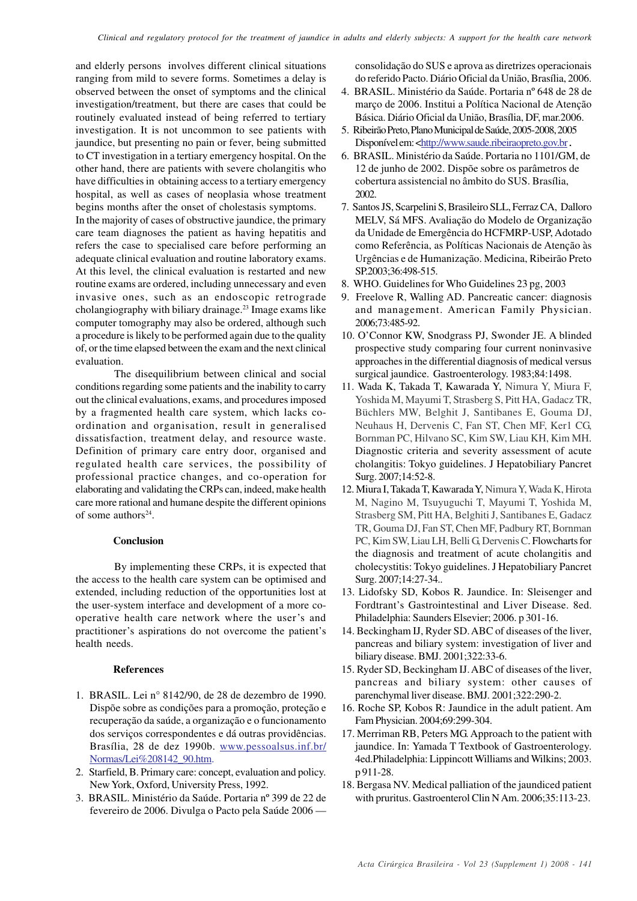and elderly persons involves different clinical situations ranging from mild to severe forms. Sometimes a delay is observed between the onset of symptoms and the clinical investigation/treatment, but there are cases that could be routinely evaluated instead of being referred to tertiary investigation. It is not uncommon to see patients with jaundice, but presenting no pain or fever, being submitted to CT investigation in a tertiary emergency hospital. On the other hand, there are patients with severe cholangitis who have difficulties in obtaining access to a tertiary emergency hospital, as well as cases of neoplasia whose treatment begins months after the onset of cholestasis symptoms.

In the majority of cases of obstructive jaundice, the primary care team diagnoses the patient as having hepatitis and refers the case to specialised care before performing an adequate clinical evaluation and routine laboratory exams. At this level, the clinical evaluation is restarted and new routine exams are ordered, including unnecessary and even invasive ones, such as an endoscopic retrograde cholangiography with biliary drainage.[23] Image exams like computer tomography may also be ordered, although such a procedure is likely to be performed again due to the quality of, or the time elapsed between the exam and the next clinical evaluation.

The disequilibrium between clinical and social conditions regarding some patients and the inability to carry out the clinical evaluations, exams, and procedures imposed by a fragmented health care system, which lacks co-ordination and organisation, result in generalised dissatisfaction, treatment delay, and resource waste. Definition of primary care entry door, organised and regulated health care services, the possibility of professional practice changes, and co-operation for elaborating and validating the CRPs can, indeed, make health care more rational and humane despite the different opinions of some authors[24].

## Conclusion

By implementing these CRPs, it is expected that the access to the health care system can be optimised and extended, including reduction of the opportunities lost at the user-system interface and development of a more co-operative health care network where the user's and practitioner's aspirations do not overcome the patient's health needs.

## References

1. BRASIL. Lei n° 8142/90, de 28 de dezembro de 1990. Dispõe sobre as condições para a promoção, proteção e recuperação da saúde, a organização e o funcionamento dos serviços correspondentes e dá outras providências. Brasília, 28 de dez 1990b. www.pessoalsus.inf.br/Normas/Lei%208142_90.htm.
2. Starfield, B. Primary care: concept, evaluation and policy. New York, Oxford, University Press, 1992.
3. BRASIL. Ministério da Saúde. Portaria nº 399 de 22 de fevereiro de 2006. Divulga o Pacto pela Saúde 2006 — consolidação do SUS e aprova as diretrizes operacionais do referido Pacto. Diário Oficial da União, Brasília, 2006.
4. BRASIL. Ministério da Saúde. Portaria nº 648 de 28 de março de 2006. Institui a Política Nacional de Atenção Básica. Diário Oficial da União, Brasília, DF, mar.2006.
5. Ribeirão Preto, Plano Municipal de Saúde, 2005-2008, 2005 Disponível em: <http://www.saude.ribeiraopreto.gov.br .
6. BRASIL. Ministério da Saúde. Portaria no 1101/GM, de 12 de junho de 2002. Dispõe sobre os parâmetros de cobertura assistencial no âmbito do SUS. Brasília, 2002.
7. Santos JS, Scarpelini S, Brasileiro SLL, Ferraz CA, Dalloro MELV, Sá MFS. Avaliação do Modelo de Organização da Unidade de Emergência do HCFMRP-USP, Adotado como Referência, as Políticas Nacionais de Atenção às Urgências e de Humanização. Medicina, Ribeirão Preto SP.2003;36:498-515.
8. WHO. Guidelines for Who Guidelines 23 pg, 2003
9. Freelove R, Walling AD. Pancreatic cancer: diagnosis and management. American Family Physician. 2006;73:485-92.
10. O'Connor KW, Snodgrass PJ, Swonder JE. A blinded prospective study comparing four current noninvasive approaches in the differential diagnosis of medical versus surgical jaundice. Gastroenterology. 1983;84:1498.
11. Wada K, Takada T, Kawarada Y, Nimura Y, Miura F, Yoshida M, Mayumi T, Strasberg S, Pitt HA, Gadacz TR, Büchlers MW, Belghit J, Santibanes E, Gouma DJ, Neuhaus H, Dervenis C, Fan ST, Chen MF, Ker1 CG, Bornman PC, Hilvano SC, Kim SW, Liau KH, Kim MH. Diagnostic criteria and severity assessment of acute cholangitis: Tokyo guidelines. J Hepatobiliary Pancret Surg. 2007;14:52-8.
12. Miura I, Takada T, Kawarada Y, Nimura Y, Wada K, Hirota M, Nagino M, Tsuyuguchi T, Mayumi T, Yoshida M, Strasberg SM, Pitt HA, Belghiti J, Santibanes E, Gadacz TR, Gouma DJ, Fan ST, Chen MF, Padbury RT, Bornman PC, Kim SW, Liau LH, Belli G, Dervenis C. Flowcharts for the diagnosis and treatment of acute cholangitis and cholecystitis: Tokyo guidelines. J Hepatobiliary Pancret Surg. 2007;14:27-34..
13. Lidofsky SD, Kobos R. Jaundice. In: Sleisenger and Fordtrant's Gastrointestinal and Liver Disease. 8ed. Philadelphia: Saunders Elsevier; 2006. p 301-16.
14. Beckingham IJ, Ryder SD. ABC of diseases of the liver, pancreas and biliary system: investigation of liver and biliary disease. BMJ. 2001;322:33-6.
15. Ryder SD, Beckingham IJ. ABC of diseases of the liver, pancreas and biliary system: other causes of parenchymal liver disease. BMJ. 2001;322:290-2.
16. Roche SP, Kobos R: Jaundice in the adult patient. Am Fam Physician. 2004;69:299-304.
17. Merriman RB, Peters MG. Approach to the patient with jaundice. In: Yamada T Textbook of Gastroenterology. 4ed.Philadelphia: Lippincott Williams and Wilkins; 2003. p 911-28.
18. Bergasa NV. Medical palliation of the jaundiced patient with pruritus. Gastroenterol Clin N Am. 2006;35:113-23.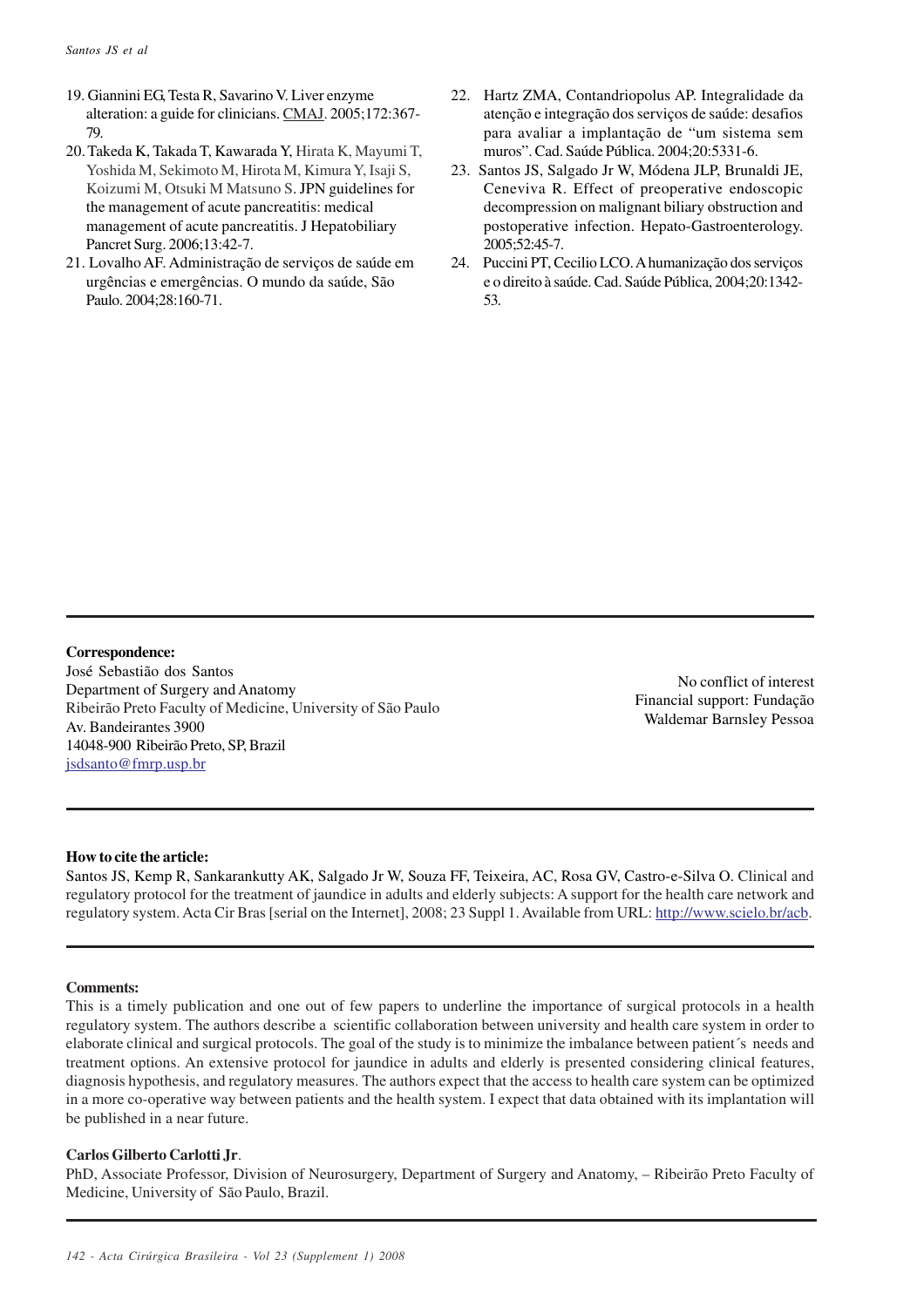19. Giannini EG, Testa R, Savarino V. Liver enzyme alteration: a guide for clinicians. CMAJ. 2005;172:367-79.
20. Takeda K, Takada T, Kawarada Y, Hirata K, Mayumi T, Yoshida M, Sekimoto M, Hirota M, Kimura Y, Isaji S, Koizumi M, Otsuki M Matsuno S. JPN guidelines for the management of acute pancreatitis: medical management of acute pancreatitis. J Hepatobiliary Pancret Surg. 2006;13:42-7.
21. Lovalho AF. Administração de serviços de saúde em urgências e emergências. O mundo da saúde, São Paulo. 2004;28:160-71.
22. Hartz ZMA, Contandriopolus AP. Integralidade da atenção e integração dos serviços de saúde: desafios para avaliar a implantação de "um sistema sem muros". Cad. Saúde Pública. 2004;20:5331-6.
23. Santos JS, Salgado Jr W, Módena JLP, Brunaldi JE, Ceneviva R. Effect of preoperative endoscopic decompression on malignant biliary obstruction and postoperative infection. Hepato-Gastroenterology. 2005;52:45-7.
24. Puccini PT, Cecilio LCO. A humanização dos serviços e o direito à saúde. Cad. Saúde Pública, 2004;20:1342-53.

**Correspondence:**
José Sebastião dos Santos
Department of Surgery and Anatomy
Ribeirão Preto Faculty of Medicine, University of São Paulo
Av. Bandeirantes 3900
14048-900 Ribeirão Preto, SP, Brazil
jsdsanto@fmrp.usp.br

No conflict of interest
Financial support: Fundação Waldemar Barnsley Pessoa

**How to cite the article:**
Santos JS, Kemp R, Sankarankutty AK, Salgado Jr W, Souza FF, Teixeira, AC, Rosa GV, Castro-e-Silva O. Clinical and regulatory protocol for the treatment of jaundice in adults and elderly subjects: A support for the health care network and regulatory system. Acta Cir Bras [serial on the Internet], 2008; 23 Suppl 1. Available from URL: http://www.scielo.br/acb.

**Comments:**
This is a timely publication and one out of few papers to underline the importance of surgical protocols in a health regulatory system. The authors describe a scientific collaboration between university and health care system in order to elaborate clinical and surgical protocols. The goal of the study is to minimize the imbalance between patient´s needs and treatment options. An extensive protocol for jaundice in adults and elderly is presented considering clinical features, diagnosis hypothesis, and regulatory measures. The authors expect that the access to health care system can be optimized in a more co-operative way between patients and the health system. I expect that data obtained with its implantation will be published in a near future.

**Carlos Gilberto Carlotti Jr**.
PhD, Associate Professor, Division of Neurosurgery, Department of Surgery and Anatomy, – Ribeirão Preto Faculty of Medicine, University of São Paulo, Brazil.